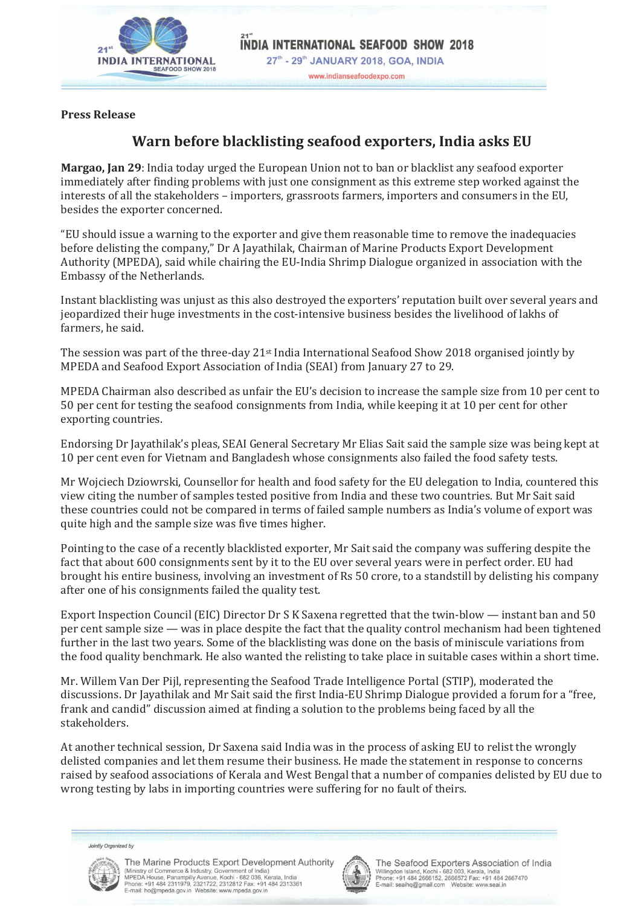**Press Release**

## Warn before blacklisting seafood exporters, India asks EU

**Margao, Jan 29**: India today urged the European Union not to ban or blacklist any seafood exporter immediately after finding problems with just one consignment as this extreme step worked against the interests of all the stakeholders – importers, grassroots farmers, importers and consumers in the EU, besides the exporter concerned.

"EU should issue a warning to the exporter and give them reasonable time to remove the inadequacies before delisting the company," Dr A Jayathilak, Chairman of Marine Products Export Development Authority (MPEDA), said while chairing the EU-India Shrimp Dialogue organized in association with the Embassy of the Netherlands.

Instant blacklisting was unjust as this also destroyed the exporters' reputation built over several years and jeopardized their huge investments in the cost-intensive business besides the livelihood of lakhs of farmers, he said.

The session was part of the three-day 21st India International Seafood Show 2018 organised jointly by MPEDA and Seafood Export Association of India (SEAI) from January 27 to 29.

MPEDA Chairman also described as unfair the EU's decision to increase the sample size from 10 per cent to 50 per cent for testing the seafood consignments from India, while keeping it at 10 per cent for other exporting countries.

Endorsing Dr Jayathilak's pleas, SEAI General Secretary Mr Elias Sait said the sample size was being kept at 10 per cent even for Vietnam and Bangladesh whose consignments also failed the food safety tests.

Mr Wojciech Dziowrski, Counsellor for health and food safety for the EU delegation to India, countered this view citing the number of samples tested positive from India and these two countries. But Mr Sait said these countries could not be compared in terms of failed sample numbers as India's volume of export was quite high and the sample size was five times higher.

Pointing to the case of a recently blacklisted exporter, Mr Sait said the company was suffering despite the fact that about 600 consignments sent by it to the EU over several years were in perfect order. EU had brought his entire business, involving an investment of Rs 50 crore, to a standstill by delisting his company after one of his consignments failed the quality test.

Export Inspection Council (EIC) Director Dr S K Saxena regretted that the twin-blow — instant ban and 50 per cent sample size — was in place despite the fact that the quality control mechanism had been tightened further in the last two years. Some of the blacklisting was done on the basis of miniscule variations from the food quality benchmark. He also wanted the relisting to take place in suitable cases within a short time.

Mr. Willem Van Der Pijl, representing the Seafood Trade Intelligence Portal (STIP), moderated the discussions. Dr Jayathilak and Mr Sait said the first India-EU Shrimp Dialogue provided a forum for a "free, frank and candid" discussion aimed at finding a solution to the problems being faced by all the stakeholders.

At another technical session, Dr Saxena said India was in the process of asking EU to relist the wrongly delisted companies and let them resume their business. He made the statement in response to concerns raised by seafood associations of Kerala and West Bengal that a number of companies delisted by EU due to wrong testing by labs in importing countries were suffering for no fault of theirs.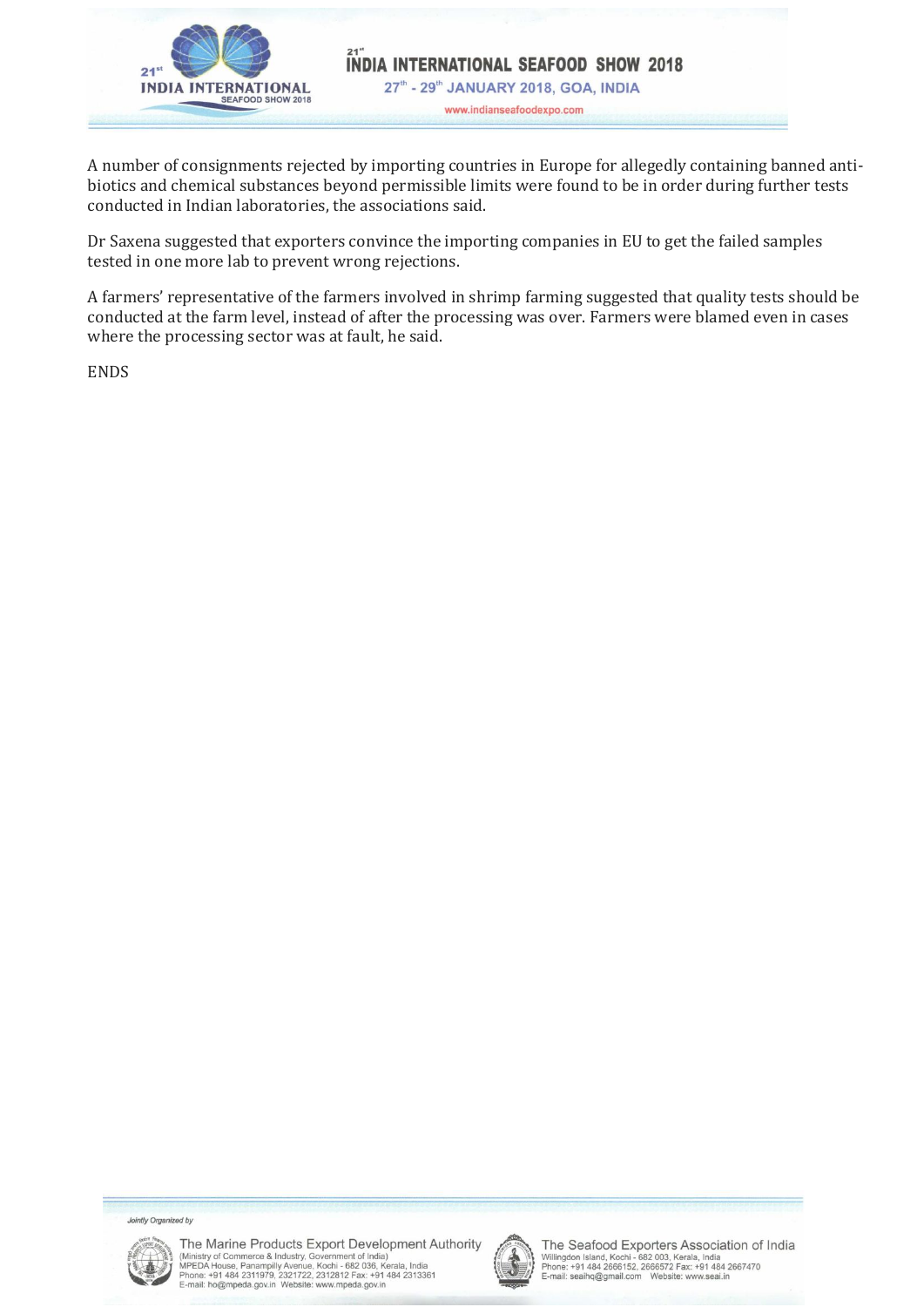A number of consignments rejected by importing countries in Europe for allegedly containing banned antibiotics and chemical substances beyond permissible limits were found to be in order during further tests conducted in Indian laboratories, the associations said.

Dr Saxena suggested that exporters convince the importing companies in EU to get the failed samples tested in one more lab to prevent wrong rejections.

A farmers' representative of the farmers involved in shrimp farming suggested that quality tests should be conducted at the farm level, instead of after the processing was over. Farmers were blamed even in cases where the processing sector was at fault, he said.

ENDS